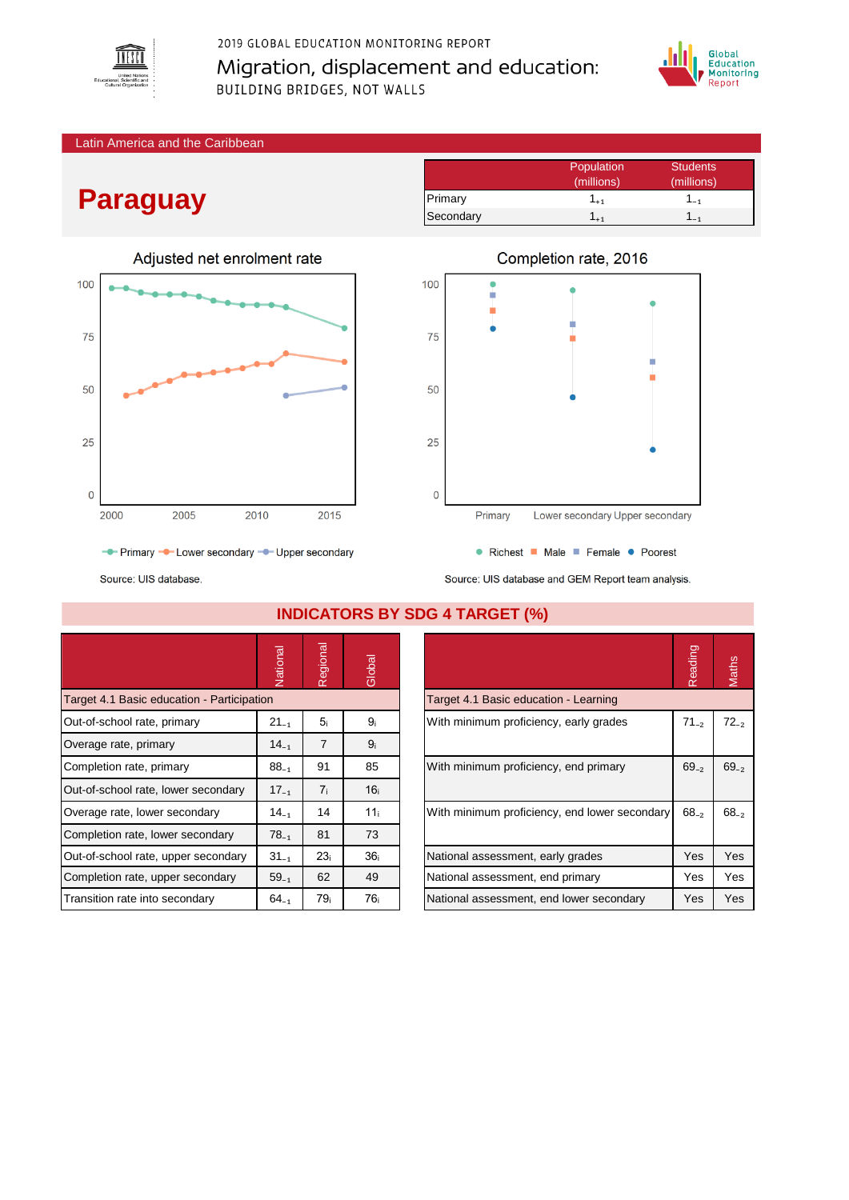2019 GLOBAL EDUCATION MONITORING REPORT

# Migration, displacement and education: BUILDING BRIDGES, NOT WALLS

Latin America and the Caribbean

# Paraguay

| | Population (millions) | Students (millions) |
|---|---|---|
| Primary | $1_{+1}$ | $1_{-1}$ |
| Secondary | $1_{+1}$ | $1_{-1}$ |

## Adjusted net enrolment rate

— Primary — Lower secondary — Upper secondary

Source: UIS database.

## Completion rate, 2016

● Richest ■ Male ■ Female ● Poorest

Source: UIS database and GEM Report team analysis.

## INDICATORS BY SDG 4 TARGET (%)

| | National | Regional | Global |
|---|---|---|---|
| **Target 4.1 Basic education - Participation** | | | |
| Out-of-school rate, primary | $21_{-1}$ | $5_{i}$ | $9_{i}$ |
| Overage rate, primary | $14_{-1}$ | 7 | $9_{i}$ |
| Completion rate, primary | $88_{-1}$ | 91 | 85 |
| Out-of-school rate, lower secondary | $17_{-1}$ | $7_{i}$ | $16_{i}$ |
| Overage rate, lower secondary | $14_{-1}$ | 14 | $11_{i}$ |
| Completion rate, lower secondary | $78_{-1}$ | 81 | 73 |
| Out-of-school rate, upper secondary | $31_{-1}$ | $23_{i}$ | $36_{i}$ |
| Completion rate, upper secondary | $59_{-1}$ | 62 | 49 |
| Transition rate into secondary | $64_{-1}$ | $79_{i}$ | $76_{i}$ |

| | Reading | Maths |
|---|---|---|
| **Target 4.1 Basic education - Learning** | | |
| With minimum proficiency, early grades | $71_{-2}$ | $72_{-2}$ |
| With minimum proficiency, end primary | $69_{-2}$ | $69_{-2}$ |
| With minimum proficiency, end lower secondary | $68_{-2}$ | $68_{-2}$ |
| National assessment, early grades | Yes | Yes |
| National assessment, end primary | Yes | Yes |
| National assessment, end lower secondary | Yes | Yes |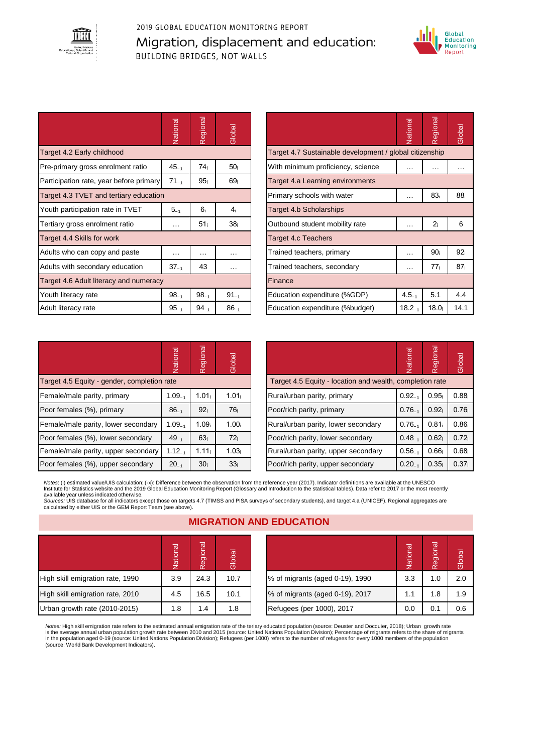| | National | Regional | Global |
|---|---|---|---|
| Target 4.2 Early childhood | | | |
| Pre-primary gross enrolment ratio | $45_{-1}$ | $74_{i}$ | $50_{i}$ |
| Participation rate, year before primary | $71_{-1}$ | $95_{i}$ | $69_{i}$ |
| Target 4.3 TVET and tertiary education | | | |
| Youth participation rate in TVET | $5_{-1}$ | $6_{i}$ | $4_{i}$ |
| Tertiary gross enrolment ratio | … | $51_{i}$ | $38_{i}$ |
| Target 4.4 Skills for work | | | |
| Adults who can copy and paste | … | … | … |
| Adults with secondary education | $37_{-1}$ | 43 | … |
| Target 4.6 Adult literacy and numeracy | | | |
| Youth literacy rate | $98_{-1}$ | $98_{-1}$ | $91_{-1}$ |
| Adult literacy rate | $95_{-1}$ | $94_{-1}$ | $86_{-1}$ |

| | National | Regional | Global |
|---|---|---|---|
| Target 4.7 Sustainable development / global citizenship | | | |
| With minimum proficiency, science | … | … | … |
| Target 4.a Learning environments | | | |
| Primary schools with water | … | $83_{i}$ | $88_{i}$ |
| Target 4.b Scholarships | | | |
| Outbound student mobility rate | … | $2_{i}$ | 6 |
| Target 4.c Teachers | | | |
| Trained teachers, primary | … | $90_{i}$ | $92_{i}$ |
| Trained teachers, secondary | … | $77_{i}$ | $87_{i}$ |
| Finance | | | |
| Education expenditure (%GDP) | $4.5_{-1}$ | 5.1 | 4.4 |
| Education expenditure (%budget) | $18.2_{-1}$ | $18.0_{i}$ | 14.1 |

| | National | Regional | Global |
|---|---|---|---|
| Target 4.5 Equity - gender, completion rate | | | |
| Female/male parity, primary | $1.09_{-1}$ | $1.01_{i}$ | $1.01_{i}$ |
| Poor females (%), primary | $86_{-1}$ | $92_{i}$ | $76_{i}$ |
| Female/male parity, lower secondary | $1.09_{-1}$ | $1.09_{i}$ | $1.00_{i}$ |
| Poor females (%), lower secondary | $49_{-1}$ | $63_{i}$ | $72_{i}$ |
| Female/male parity, upper secondary | $1.12_{-1}$ | $1.11_{i}$ | $1.03_{i}$ |
| Poor females (%), upper secondary | $20_{-1}$ | $30_{i}$ | $33_{i}$ |

| | National | Regional | Global |
|---|---|---|---|
| Target 4.5 Equity - location and wealth, completion rate | | | |
| Rural/urban parity, primary | $0.92_{-1}$ | $0.95_{i}$ | $0.88_{i}$ |
| Poor/rich parity, primary | $0.76_{-1}$ | $0.92_{i}$ | $0.76_{i}$ |
| Rural/urban parity, lower secondary | $0.76_{-1}$ | $0.81_{i}$ | $0.86_{i}$ |
| Poor/rich parity, lower secondary | $0.48_{-1}$ | $0.62_{i}$ | $0.72_{i}$ |
| Rural/urban parity, upper secondary | $0.56_{-1}$ | $0.66_{i}$ | $0.68_{i}$ |
| Poor/rich parity, upper secondary | $0.20_{-1}$ | $0.35_{i}$ | $0.37_{i}$ |

*Notes*: (i) estimated value/UIS calculation; (-x): Difference between the observation from the reference year (2017). Indicator definitions are available at the UNESCO Institute for Statistics website and the 2019 Global Education Monitoring Report (Glossary and Introduction to the statistical tables). Data refer to 2017 or the most recently available year unless indicated otherwise.
*Sources*: UIS database for all indicators except those on targets 4.7 (TIMSS and PISA surveys of secondary students), and target 4.a (UNICEF). Regional aggregates are calculated by either UIS or the GEM Report Team (see above).

## MIGRATION AND EDUCATION

| | National | Regional | Global |
|---|---|---|---|
| High skill emigration rate, 1990 | 3.9 | 24.3 | 10.7 |
| High skill emigration rate, 2010 | 4.5 | 16.5 | 10.1 |
| Urban growth rate (2010-2015) | 1.8 | 1.4 | 1.8 |

| | National | Regional | Global |
|---|---|---|---|
| % of migrants (aged 0-19), 1990 | 3.3 | 1.0 | 2.0 |
| % of migrants (aged 0-19), 2017 | 1.1 | 1.8 | 1.9 |
| Refugees (per 1000), 2017 | 0.0 | 0.1 | 0.6 |

*Notes:* High skill emigration rate refers to the estimated annual emigration rate of the teriary educated population (source: Deuster and Docquier, 2018); Urban growth rate is the average annual urban population growth rate between 2010 and 2015 (source: United Nations Population Division); Percentage of migrants refers to the share of migrants in the population aged 0-19 (source: United Nations Population Division); Refugees (per 1000) refers to the number of refugees for every 1000 members of the population (source: World Bank Development Indicators).